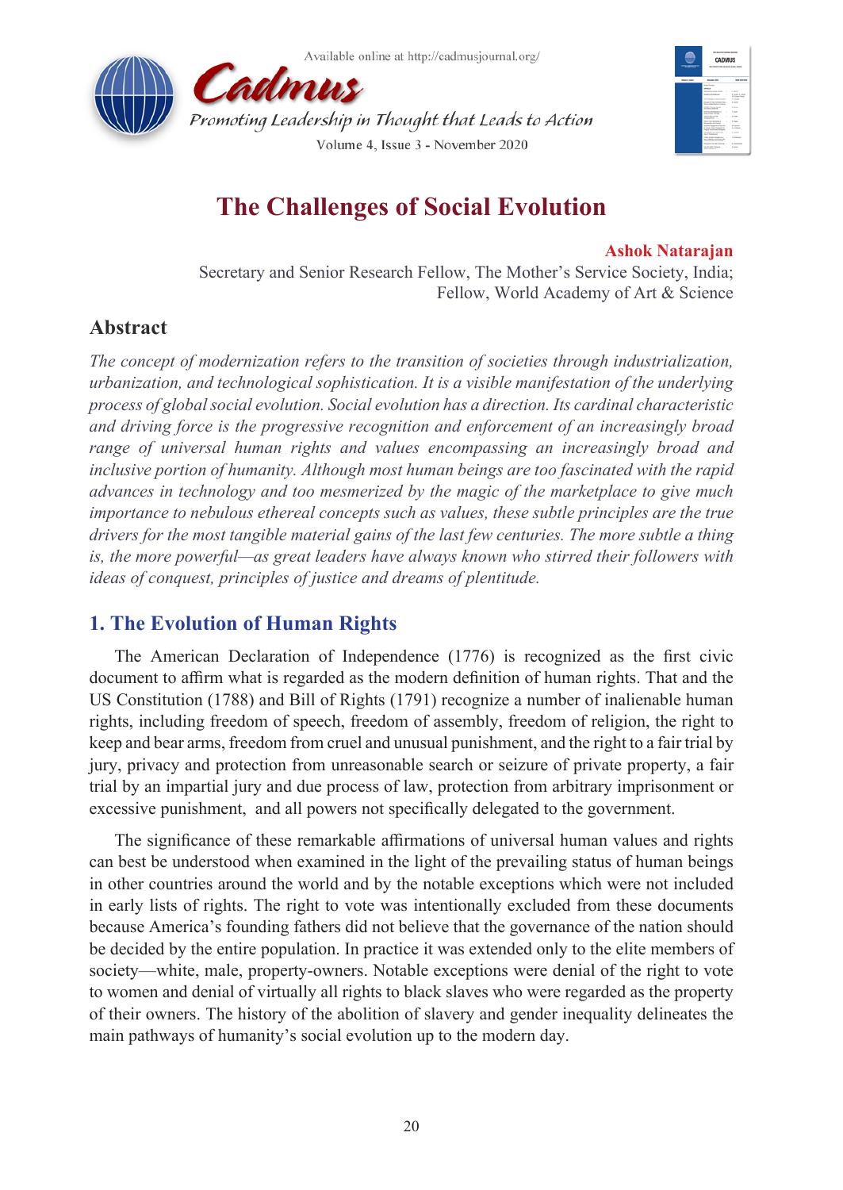# The Challenges of Social Evolution

**Ashok Natarajan**

Secretary and Senior Research Fellow, The Mother's Service Society, India;
Fellow, World Academy of Art & Science

## Abstract

*The concept of modernization refers to the transition of societies through industrialization, urbanization, and technological sophistication. It is a visible manifestation of the underlying process of global social evolution. Social evolution has a direction. Its cardinal characteristic and driving force is the progressive recognition and enforcement of an increasingly broad range of universal human rights and values encompassing an increasingly broad and inclusive portion of humanity. Although most human beings are too fascinated with the rapid advances in technology and too mesmerized by the magic of the marketplace to give much importance to nebulous ethereal concepts such as values, these subtle principles are the true drivers for the most tangible material gains of the last few centuries. The more subtle a thing is, the more powerful—as great leaders have always known who stirred their followers with ideas of conquest, principles of justice and dreams of plentitude.*

## 1. The Evolution of Human Rights

The American Declaration of Independence (1776) is recognized as the first civic document to affirm what is regarded as the modern definition of human rights. That and the US Constitution (1788) and Bill of Rights (1791) recognize a number of inalienable human rights, including freedom of speech, freedom of assembly, freedom of religion, the right to keep and bear arms, freedom from cruel and unusual punishment, and the right to a fair trial by jury, privacy and protection from unreasonable search or seizure of private property, a fair trial by an impartial jury and due process of law, protection from arbitrary imprisonment or excessive punishment, and all powers not specifically delegated to the government.

The significance of these remarkable affirmations of universal human values and rights can best be understood when examined in the light of the prevailing status of human beings in other countries around the world and by the notable exceptions which were not included in early lists of rights. The right to vote was intentionally excluded from these documents because America's founding fathers did not believe that the governance of the nation should be decided by the entire population. In practice it was extended only to the elite members of society—white, male, property-owners. Notable exceptions were denial of the right to vote to women and denial of virtually all rights to black slaves who were regarded as the property of their owners. The history of the abolition of slavery and gender inequality delineates the main pathways of humanity's social evolution up to the modern day.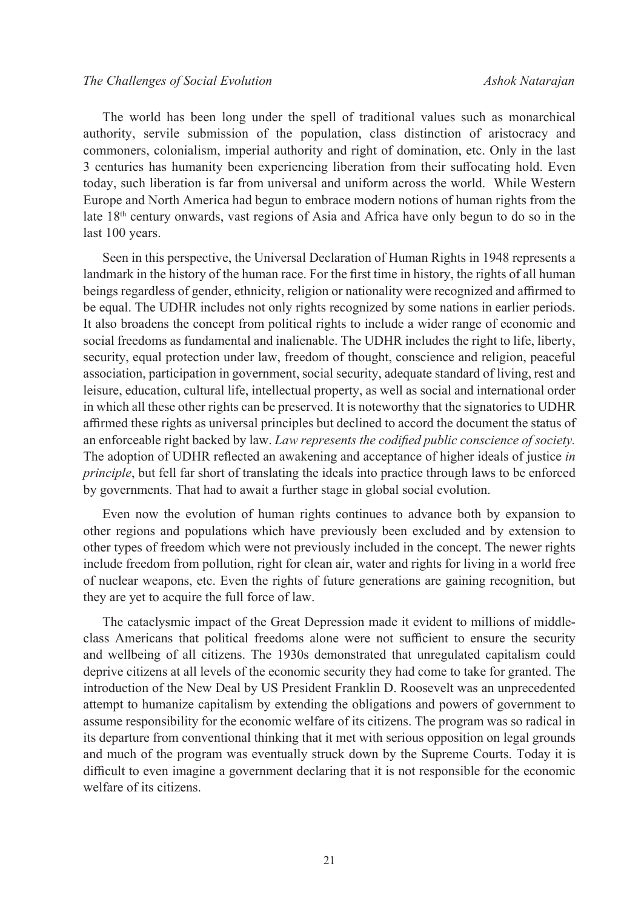The world has been long under the spell of traditional values such as monarchical authority, servile submission of the population, class distinction of aristocracy and commoners, colonialism, imperial authority and right of domination, etc. Only in the last 3 centuries has humanity been experiencing liberation from their suffocating hold. Even today, such liberation is far from universal and uniform across the world. While Western Europe and North America had begun to embrace modern notions of human rights from the late 18th century onwards, vast regions of Asia and Africa have only begun to do so in the last 100 years.

Seen in this perspective, the Universal Declaration of Human Rights in 1948 represents a landmark in the history of the human race. For the first time in history, the rights of all human beings regardless of gender, ethnicity, religion or nationality were recognized and affirmed to be equal. The UDHR includes not only rights recognized by some nations in earlier periods. It also broadens the concept from political rights to include a wider range of economic and social freedoms as fundamental and inalienable. The UDHR includes the right to life, liberty, security, equal protection under law, freedom of thought, conscience and religion, peaceful association, participation in government, social security, adequate standard of living, rest and leisure, education, cultural life, intellectual property, as well as social and international order in which all these other rights can be preserved. It is noteworthy that the signatories to UDHR affirmed these rights as universal principles but declined to accord the document the status of an enforceable right backed by law. *Law represents the codified public conscience of society.* The adoption of UDHR reflected an awakening and acceptance of higher ideals of justice *in principle*, but fell far short of translating the ideals into practice through laws to be enforced by governments. That had to await a further stage in global social evolution.

Even now the evolution of human rights continues to advance both by expansion to other regions and populations which have previously been excluded and by extension to other types of freedom which were not previously included in the concept. The newer rights include freedom from pollution, right for clean air, water and rights for living in a world free of nuclear weapons, etc. Even the rights of future generations are gaining recognition, but they are yet to acquire the full force of law.

The cataclysmic impact of the Great Depression made it evident to millions of middle-class Americans that political freedoms alone were not sufficient to ensure the security and wellbeing of all citizens. The 1930s demonstrated that unregulated capitalism could deprive citizens at all levels of the economic security they had come to take for granted. The introduction of the New Deal by US President Franklin D. Roosevelt was an unprecedented attempt to humanize capitalism by extending the obligations and powers of government to assume responsibility for the economic welfare of its citizens. The program was so radical in its departure from conventional thinking that it met with serious opposition on legal grounds and much of the program was eventually struck down by the Supreme Courts. Today it is difficult to even imagine a government declaring that it is not responsible for the economic welfare of its citizens.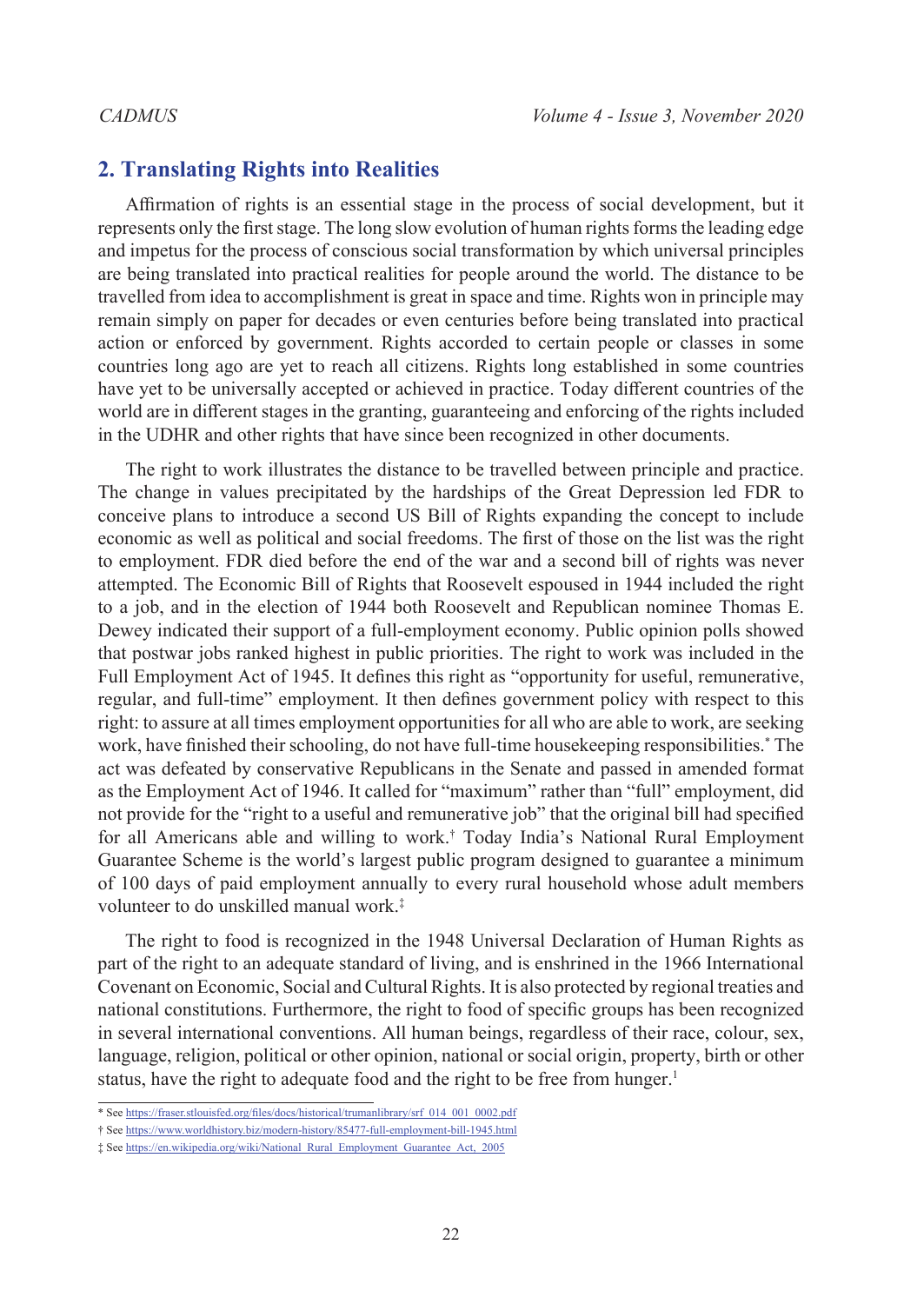## 2. Translating Rights into Realities

Affirmation of rights is an essential stage in the process of social development, but it represents only the first stage. The long slow evolution of human rights forms the leading edge and impetus for the process of conscious social transformation by which universal principles are being translated into practical realities for people around the world. The distance to be travelled from idea to accomplishment is great in space and time. Rights won in principle may remain simply on paper for decades or even centuries before being translated into practical action or enforced by government. Rights accorded to certain people or classes in some countries long ago are yet to reach all citizens. Rights long established in some countries have yet to be universally accepted or achieved in practice. Today different countries of the world are in different stages in the granting, guaranteeing and enforcing of the rights included in the UDHR and other rights that have since been recognized in other documents.

The right to work illustrates the distance to be travelled between principle and practice. The change in values precipitated by the hardships of the Great Depression led FDR to conceive plans to introduce a second US Bill of Rights expanding the concept to include economic as well as political and social freedoms. The first of those on the list was the right to employment. FDR died before the end of the war and a second bill of rights was never attempted. The Economic Bill of Rights that Roosevelt espoused in 1944 included the right to a job, and in the election of 1944 both Roosevelt and Republican nominee Thomas E. Dewey indicated their support of a full-employment economy. Public opinion polls showed that postwar jobs ranked highest in public priorities. The right to work was included in the Full Employment Act of 1945. It defines this right as "opportunity for useful, remunerative, regular, and full-time" employment. It then defines government policy with respect to this right: to assure at all times employment opportunities for all who are able to work, are seeking work, have finished their schooling, do not have full-time housekeeping responsibilities.[*] The act was defeated by conservative Republicans in the Senate and passed in amended format as the Employment Act of 1946. It called for "maximum" rather than "full" employment, did not provide for the "right to a useful and remunerative job" that the original bill had specified for all Americans able and willing to work.[†] Today India's National Rural Employment Guarantee Scheme is the world's largest public program designed to guarantee a minimum of 100 days of paid employment annually to every rural household whose adult members volunteer to do unskilled manual work.[‡]

The right to food is recognized in the 1948 Universal Declaration of Human Rights as part of the right to an adequate standard of living, and is enshrined in the 1966 International Covenant on Economic, Social and Cultural Rights. It is also protected by regional treaties and national constitutions. Furthermore, the right to food of specific groups has been recognized in several international conventions. All human beings, regardless of their race, colour, sex, language, religion, political or other opinion, national or social origin, property, birth or other status, have the right to adequate food and the right to be free from hunger.[1]

---

[*] See https://fraser.stlouisfed.org/files/docs/historical/trumanlibrary/srf_014_001_0002.pdf

[†] See https://www.worldhistory.biz/modern-history/85477-full-employment-bill-1945.html

[‡] See https://en.wikipedia.org/wiki/National_Rural_Employment_Guarantee_Act,_2005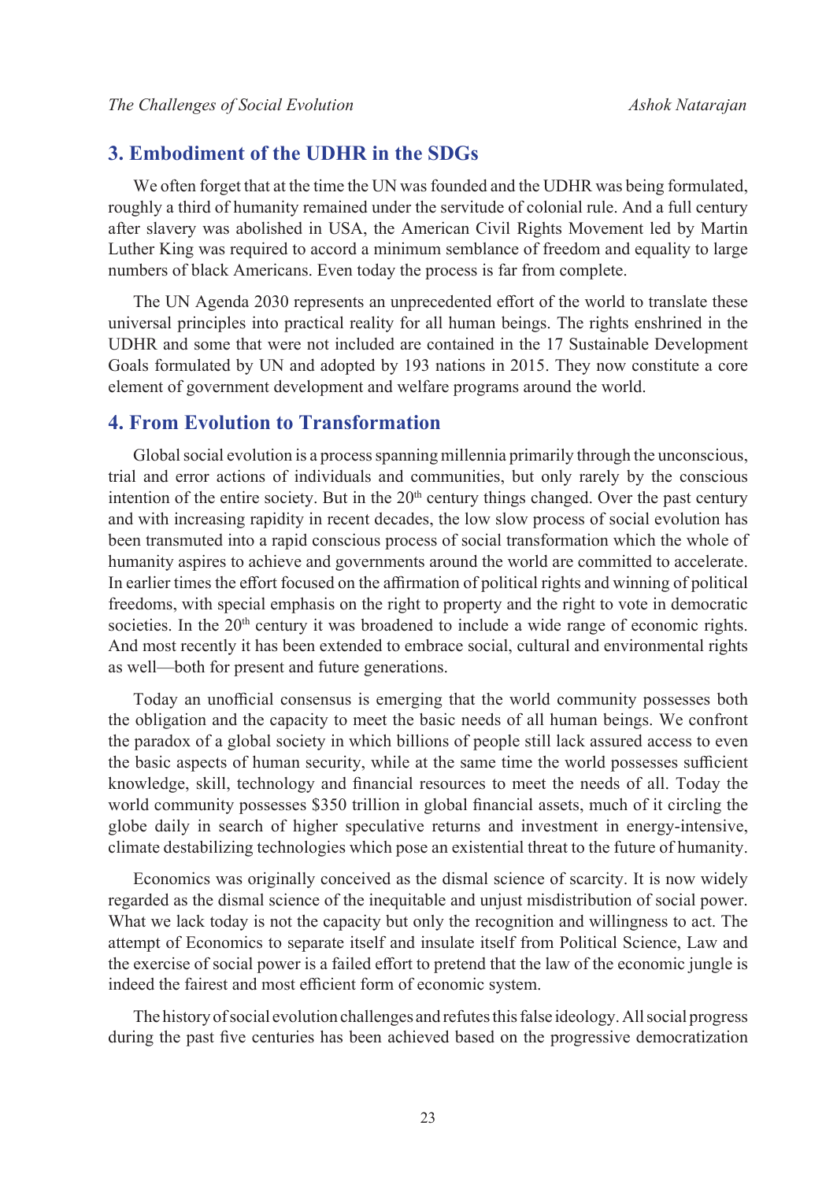## 3. Embodiment of the UDHR in the SDGs

We often forget that at the time the UN was founded and the UDHR was being formulated, roughly a third of humanity remained under the servitude of colonial rule. And a full century after slavery was abolished in USA, the American Civil Rights Movement led by Martin Luther King was required to accord a minimum semblance of freedom and equality to large numbers of black Americans. Even today the process is far from complete.

The UN Agenda 2030 represents an unprecedented effort of the world to translate these universal principles into practical reality for all human beings. The rights enshrined in the UDHR and some that were not included are contained in the 17 Sustainable Development Goals formulated by UN and adopted by 193 nations in 2015. They now constitute a core element of government development and welfare programs around the world.

## 4. From Evolution to Transformation

Global social evolution is a process spanning millennia primarily through the unconscious, trial and error actions of individuals and communities, but only rarely by the conscious intention of the entire society. But in the 20th century things changed. Over the past century and with increasing rapidity in recent decades, the low slow process of social evolution has been transmuted into a rapid conscious process of social transformation which the whole of humanity aspires to achieve and governments around the world are committed to accelerate. In earlier times the effort focused on the affirmation of political rights and winning of political freedoms, with special emphasis on the right to property and the right to vote in democratic societies. In the 20th century it was broadened to include a wide range of economic rights. And most recently it has been extended to embrace social, cultural and environmental rights as well—both for present and future generations.

Today an unofficial consensus is emerging that the world community possesses both the obligation and the capacity to meet the basic needs of all human beings. We confront the paradox of a global society in which billions of people still lack assured access to even the basic aspects of human security, while at the same time the world possesses sufficient knowledge, skill, technology and financial resources to meet the needs of all. Today the world community possesses $350 trillion in global financial assets, much of it circling the globe daily in search of higher speculative returns and investment in energy-intensive, climate destabilizing technologies which pose an existential threat to the future of humanity.

Economics was originally conceived as the dismal science of scarcity. It is now widely regarded as the dismal science of the inequitable and unjust misdistribution of social power. What we lack today is not the capacity but only the recognition and willingness to act. The attempt of Economics to separate itself and insulate itself from Political Science, Law and the exercise of social power is a failed effort to pretend that the law of the economic jungle is indeed the fairest and most efficient form of economic system.

The history of social evolution challenges and refutes this false ideology. All social progress during the past five centuries has been achieved based on the progressive democratization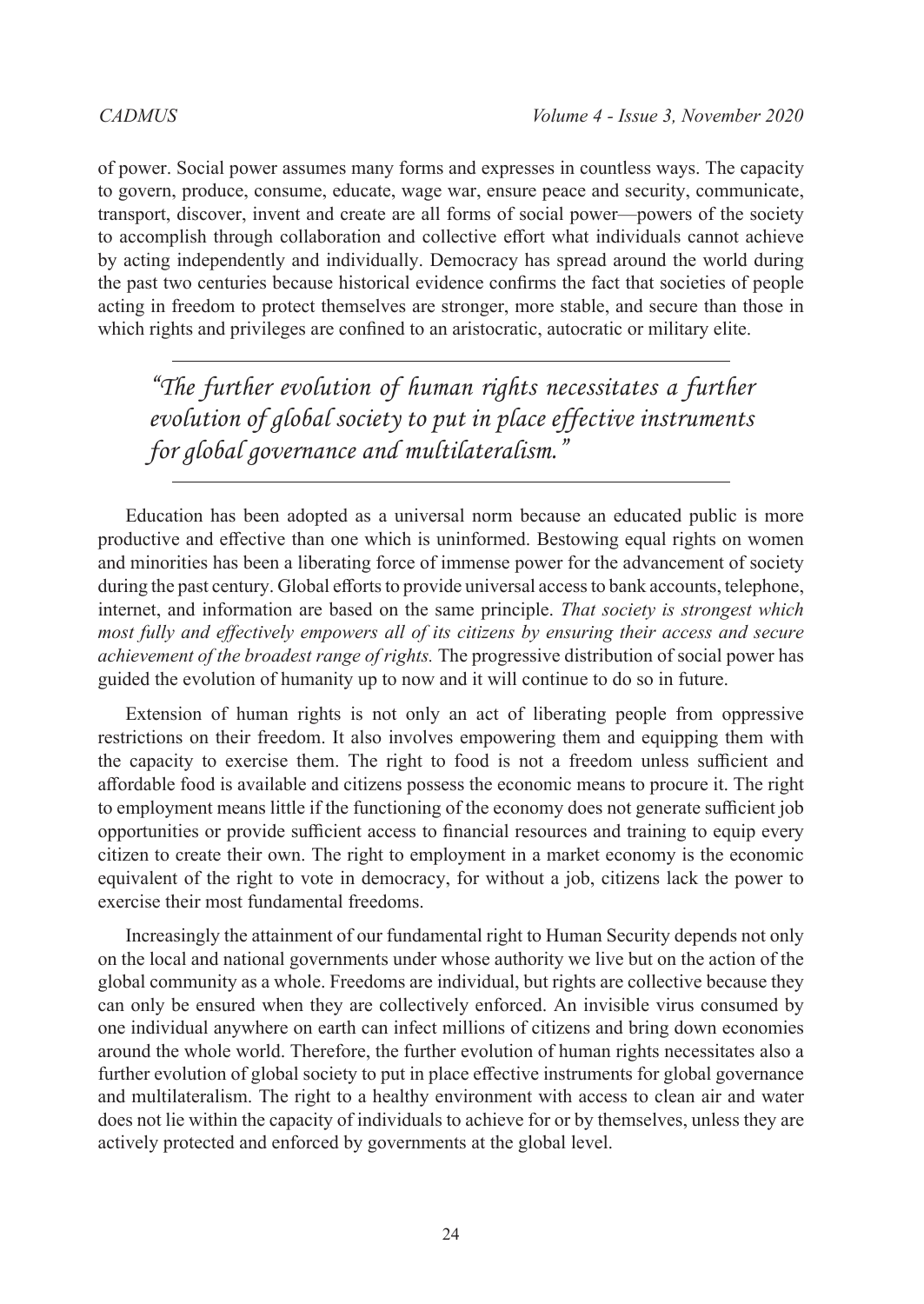of power. Social power assumes many forms and expresses in countless ways. The capacity to govern, produce, consume, educate, wage war, ensure peace and security, communicate, transport, discover, invent and create are all forms of social power—powers of the society to accomplish through collaboration and collective effort what individuals cannot achieve by acting independently and individually. Democracy has spread around the world during the past two centuries because historical evidence confirms the fact that societies of people acting in freedom to protect themselves are stronger, more stable, and secure than those in which rights and privileges are confined to an aristocratic, autocratic or military elite.

> *"The further evolution of human rights necessitates a further evolution of global society to put in place effective instruments for global governance and multilateralism."*

Education has been adopted as a universal norm because an educated public is more productive and effective than one which is uninformed. Bestowing equal rights on women and minorities has been a liberating force of immense power for the advancement of society during the past century. Global efforts to provide universal access to bank accounts, telephone, internet, and information are based on the same principle. *That society is strongest which most fully and effectively empowers all of its citizens by ensuring their access and secure achievement of the broadest range of rights.* The progressive distribution of social power has guided the evolution of humanity up to now and it will continue to do so in future.

Extension of human rights is not only an act of liberating people from oppressive restrictions on their freedom. It also involves empowering them and equipping them with the capacity to exercise them. The right to food is not a freedom unless sufficient and affordable food is available and citizens possess the economic means to procure it. The right to employment means little if the functioning of the economy does not generate sufficient job opportunities or provide sufficient access to financial resources and training to equip every citizen to create their own. The right to employment in a market economy is the economic equivalent of the right to vote in democracy, for without a job, citizens lack the power to exercise their most fundamental freedoms.

Increasingly the attainment of our fundamental right to Human Security depends not only on the local and national governments under whose authority we live but on the action of the global community as a whole. Freedoms are individual, but rights are collective because they can only be ensured when they are collectively enforced. An invisible virus consumed by one individual anywhere on earth can infect millions of citizens and bring down economies around the whole world. Therefore, the further evolution of human rights necessitates also a further evolution of global society to put in place effective instruments for global governance and multilateralism. The right to a healthy environment with access to clean air and water does not lie within the capacity of individuals to achieve for or by themselves, unless they are actively protected and enforced by governments at the global level.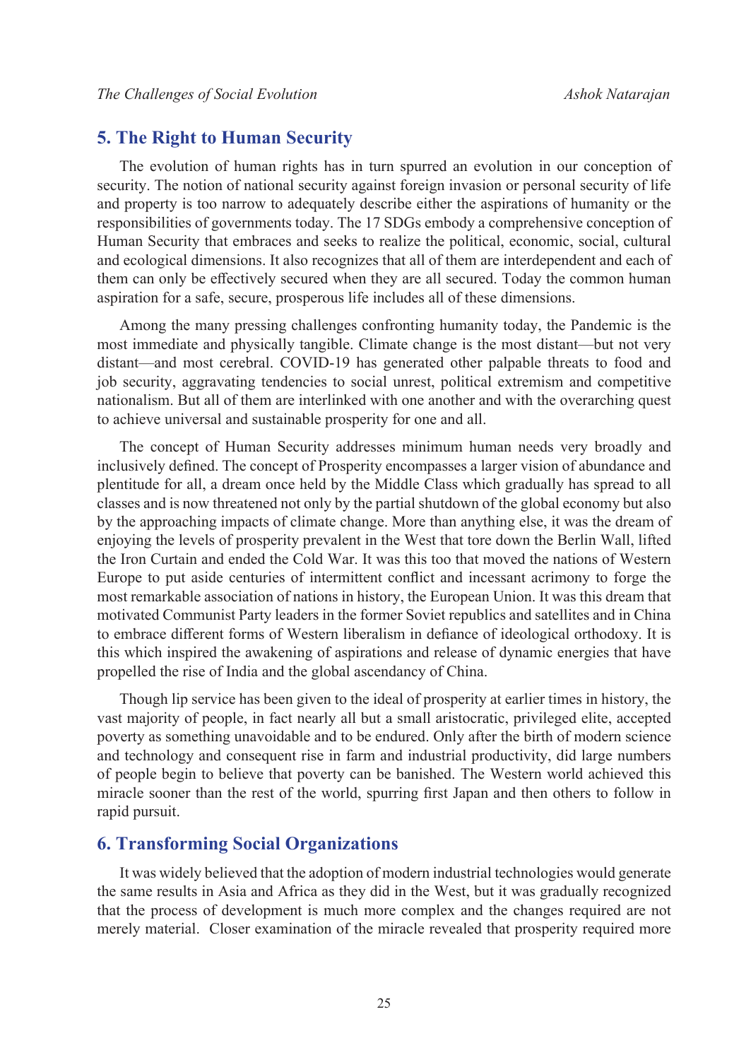## 5. The Right to Human Security

The evolution of human rights has in turn spurred an evolution in our conception of security. The notion of national security against foreign invasion or personal security of life and property is too narrow to adequately describe either the aspirations of humanity or the responsibilities of governments today. The 17 SDGs embody a comprehensive conception of Human Security that embraces and seeks to realize the political, economic, social, cultural and ecological dimensions. It also recognizes that all of them are interdependent and each of them can only be effectively secured when they are all secured. Today the common human aspiration for a safe, secure, prosperous life includes all of these dimensions.

Among the many pressing challenges confronting humanity today, the Pandemic is the most immediate and physically tangible. Climate change is the most distant—but not very distant—and most cerebral. COVID-19 has generated other palpable threats to food and job security, aggravating tendencies to social unrest, political extremism and competitive nationalism. But all of them are interlinked with one another and with the overarching quest to achieve universal and sustainable prosperity for one and all.

The concept of Human Security addresses minimum human needs very broadly and inclusively defined. The concept of Prosperity encompasses a larger vision of abundance and plentitude for all, a dream once held by the Middle Class which gradually has spread to all classes and is now threatened not only by the partial shutdown of the global economy but also by the approaching impacts of climate change. More than anything else, it was the dream of enjoying the levels of prosperity prevalent in the West that tore down the Berlin Wall, lifted the Iron Curtain and ended the Cold War. It was this too that moved the nations of Western Europe to put aside centuries of intermittent conflict and incessant acrimony to forge the most remarkable association of nations in history, the European Union. It was this dream that motivated Communist Party leaders in the former Soviet republics and satellites and in China to embrace different forms of Western liberalism in defiance of ideological orthodoxy. It is this which inspired the awakening of aspirations and release of dynamic energies that have propelled the rise of India and the global ascendancy of China.

Though lip service has been given to the ideal of prosperity at earlier times in history, the vast majority of people, in fact nearly all but a small aristocratic, privileged elite, accepted poverty as something unavoidable and to be endured. Only after the birth of modern science and technology and consequent rise in farm and industrial productivity, did large numbers of people begin to believe that poverty can be banished. The Western world achieved this miracle sooner than the rest of the world, spurring first Japan and then others to follow in rapid pursuit.

## 6. Transforming Social Organizations

It was widely believed that the adoption of modern industrial technologies would generate the same results in Asia and Africa as they did in the West, but it was gradually recognized that the process of development is much more complex and the changes required are not merely material. Closer examination of the miracle revealed that prosperity required more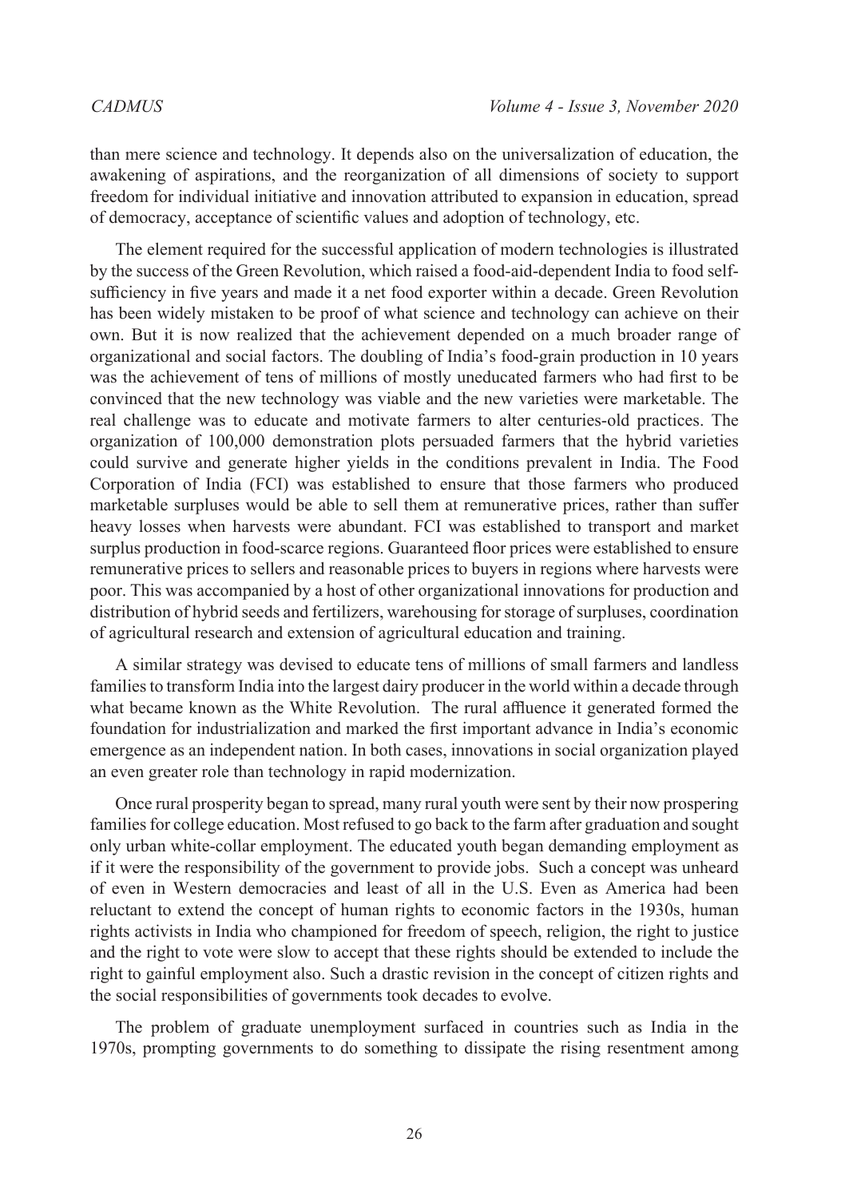than mere science and technology. It depends also on the universalization of education, the awakening of aspirations, and the reorganization of all dimensions of society to support freedom for individual initiative and innovation attributed to expansion in education, spread of democracy, acceptance of scientific values and adoption of technology, etc.

The element required for the successful application of modern technologies is illustrated by the success of the Green Revolution, which raised a food-aid-dependent India to food self-sufficiency in five years and made it a net food exporter within a decade. Green Revolution has been widely mistaken to be proof of what science and technology can achieve on their own. But it is now realized that the achievement depended on a much broader range of organizational and social factors. The doubling of India's food-grain production in 10 years was the achievement of tens of millions of mostly uneducated farmers who had first to be convinced that the new technology was viable and the new varieties were marketable. The real challenge was to educate and motivate farmers to alter centuries-old practices. The organization of 100,000 demonstration plots persuaded farmers that the hybrid varieties could survive and generate higher yields in the conditions prevalent in India. The Food Corporation of India (FCI) was established to ensure that those farmers who produced marketable surpluses would be able to sell them at remunerative prices, rather than suffer heavy losses when harvests were abundant. FCI was established to transport and market surplus production in food-scarce regions. Guaranteed floor prices were established to ensure remunerative prices to sellers and reasonable prices to buyers in regions where harvests were poor. This was accompanied by a host of other organizational innovations for production and distribution of hybrid seeds and fertilizers, warehousing for storage of surpluses, coordination of agricultural research and extension of agricultural education and training.

A similar strategy was devised to educate tens of millions of small farmers and landless families to transform India into the largest dairy producer in the world within a decade through what became known as the White Revolution. The rural affluence it generated formed the foundation for industrialization and marked the first important advance in India's economic emergence as an independent nation. In both cases, innovations in social organization played an even greater role than technology in rapid modernization.

Once rural prosperity began to spread, many rural youth were sent by their now prospering families for college education. Most refused to go back to the farm after graduation and sought only urban white-collar employment. The educated youth began demanding employment as if it were the responsibility of the government to provide jobs. Such a concept was unheard of even in Western democracies and least of all in the U.S. Even as America had been reluctant to extend the concept of human rights to economic factors in the 1930s, human rights activists in India who championed for freedom of speech, religion, the right to justice and the right to vote were slow to accept that these rights should be extended to include the right to gainful employment also. Such a drastic revision in the concept of citizen rights and the social responsibilities of governments took decades to evolve.

The problem of graduate unemployment surfaced in countries such as India in the 1970s, prompting governments to do something to dissipate the rising resentment among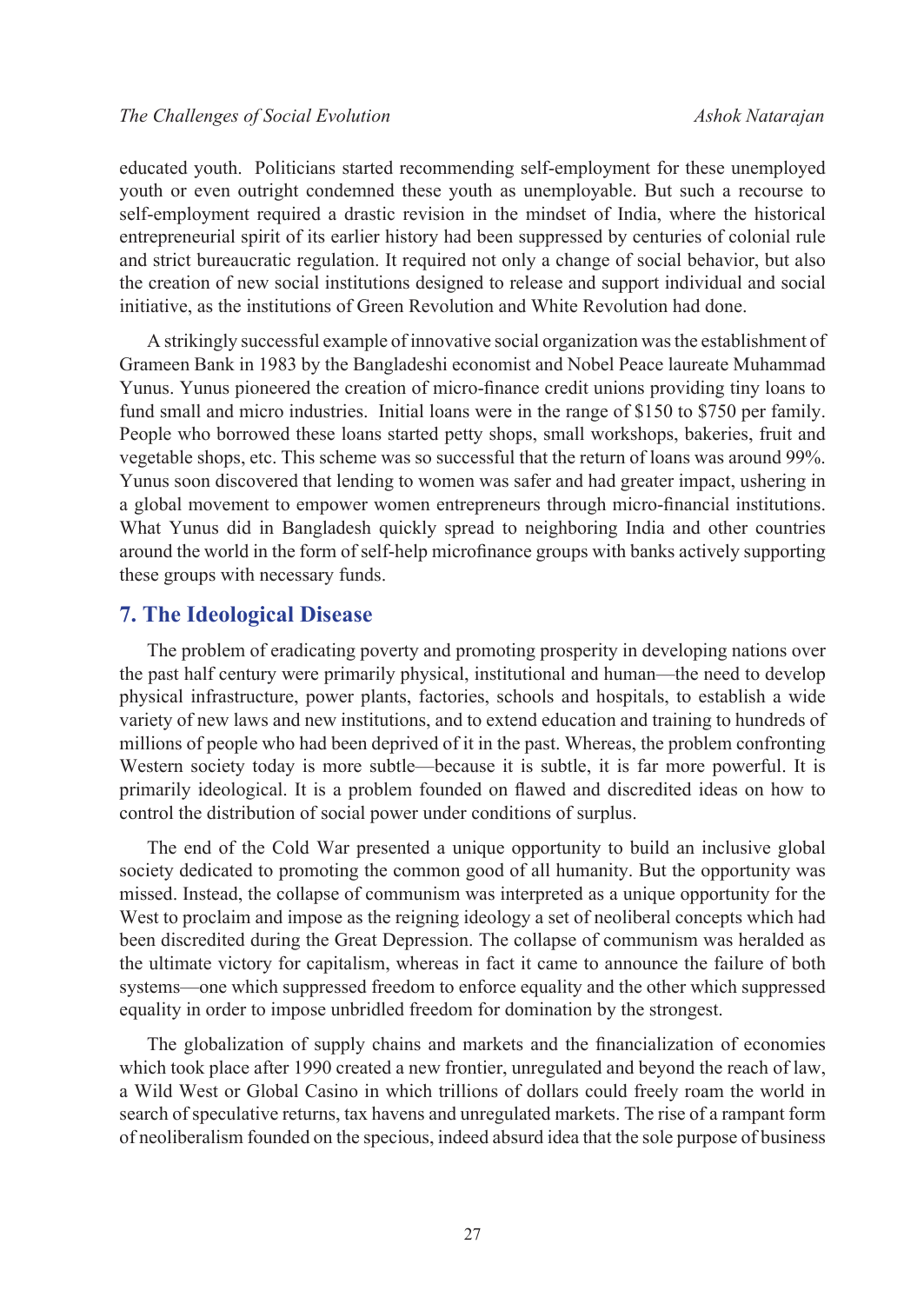educated youth. Politicians started recommending self-employment for these unemployed youth or even outright condemned these youth as unemployable. But such a recourse to self-employment required a drastic revision in the mindset of India, where the historical entrepreneurial spirit of its earlier history had been suppressed by centuries of colonial rule and strict bureaucratic regulation. It required not only a change of social behavior, but also the creation of new social institutions designed to release and support individual and social initiative, as the institutions of Green Revolution and White Revolution had done.

A strikingly successful example of innovative social organization was the establishment of Grameen Bank in 1983 by the Bangladeshi economist and Nobel Peace laureate Muhammad Yunus. Yunus pioneered the creation of micro-finance credit unions providing tiny loans to fund small and micro industries. Initial loans were in the range of $150 to $750 per family. People who borrowed these loans started petty shops, small workshops, bakeries, fruit and vegetable shops, etc. This scheme was so successful that the return of loans was around 99%. Yunus soon discovered that lending to women was safer and had greater impact, ushering in a global movement to empower women entrepreneurs through micro-financial institutions. What Yunus did in Bangladesh quickly spread to neighboring India and other countries around the world in the form of self-help microfinance groups with banks actively supporting these groups with necessary funds.

## 7. The Ideological Disease

The problem of eradicating poverty and promoting prosperity in developing nations over the past half century were primarily physical, institutional and human—the need to develop physical infrastructure, power plants, factories, schools and hospitals, to establish a wide variety of new laws and new institutions, and to extend education and training to hundreds of millions of people who had been deprived of it in the past. Whereas, the problem confronting Western society today is more subtle—because it is subtle, it is far more powerful. It is primarily ideological. It is a problem founded on flawed and discredited ideas on how to control the distribution of social power under conditions of surplus.

The end of the Cold War presented a unique opportunity to build an inclusive global society dedicated to promoting the common good of all humanity. But the opportunity was missed. Instead, the collapse of communism was interpreted as a unique opportunity for the West to proclaim and impose as the reigning ideology a set of neoliberal concepts which had been discredited during the Great Depression. The collapse of communism was heralded as the ultimate victory for capitalism, whereas in fact it came to announce the failure of both systems—one which suppressed freedom to enforce equality and the other which suppressed equality in order to impose unbridled freedom for domination by the strongest.

The globalization of supply chains and markets and the financialization of economies which took place after 1990 created a new frontier, unregulated and beyond the reach of law, a Wild West or Global Casino in which trillions of dollars could freely roam the world in search of speculative returns, tax havens and unregulated markets. The rise of a rampant form of neoliberalism founded on the specious, indeed absurd idea that the sole purpose of business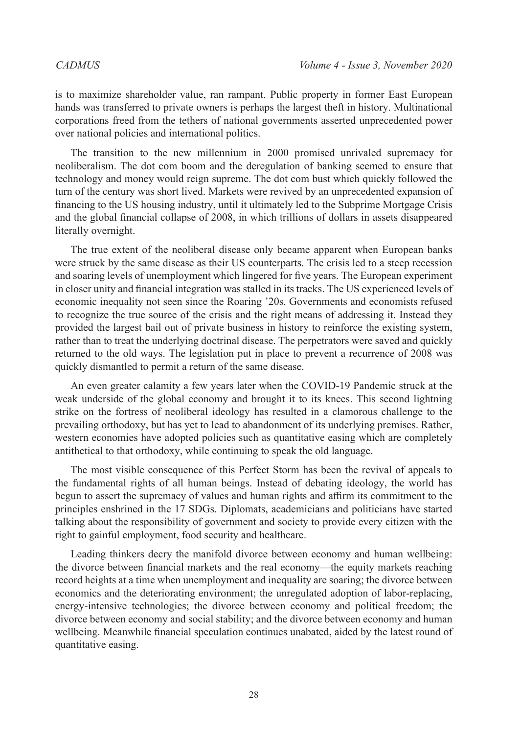is to maximize shareholder value, ran rampant. Public property in former East European hands was transferred to private owners is perhaps the largest theft in history. Multinational corporations freed from the tethers of national governments asserted unprecedented power over national policies and international politics.

The transition to the new millennium in 2000 promised unrivaled supremacy for neoliberalism. The dot com boom and the deregulation of banking seemed to ensure that technology and money would reign supreme. The dot com bust which quickly followed the turn of the century was short lived. Markets were revived by an unprecedented expansion of financing to the US housing industry, until it ultimately led to the Subprime Mortgage Crisis and the global financial collapse of 2008, in which trillions of dollars in assets disappeared literally overnight.

The true extent of the neoliberal disease only became apparent when European banks were struck by the same disease as their US counterparts. The crisis led to a steep recession and soaring levels of unemployment which lingered for five years. The European experiment in closer unity and financial integration was stalled in its tracks. The US experienced levels of economic inequality not seen since the Roaring '20s. Governments and economists refused to recognize the true source of the crisis and the right means of addressing it. Instead they provided the largest bail out of private business in history to reinforce the existing system, rather than to treat the underlying doctrinal disease. The perpetrators were saved and quickly returned to the old ways. The legislation put in place to prevent a recurrence of 2008 was quickly dismantled to permit a return of the same disease.

An even greater calamity a few years later when the COVID-19 Pandemic struck at the weak underside of the global economy and brought it to its knees. This second lightning strike on the fortress of neoliberal ideology has resulted in a clamorous challenge to the prevailing orthodoxy, but has yet to lead to abandonment of its underlying premises. Rather, western economies have adopted policies such as quantitative easing which are completely antithetical to that orthodoxy, while continuing to speak the old language.

The most visible consequence of this Perfect Storm has been the revival of appeals to the fundamental rights of all human beings. Instead of debating ideology, the world has begun to assert the supremacy of values and human rights and affirm its commitment to the principles enshrined in the 17 SDGs. Diplomats, academicians and politicians have started talking about the responsibility of government and society to provide every citizen with the right to gainful employment, food security and healthcare.

Leading thinkers decry the manifold divorce between economy and human wellbeing: the divorce between financial markets and the real economy—the equity markets reaching record heights at a time when unemployment and inequality are soaring; the divorce between economics and the deteriorating environment; the unregulated adoption of labor-replacing, energy-intensive technologies; the divorce between economy and political freedom; the divorce between economy and social stability; and the divorce between economy and human wellbeing. Meanwhile financial speculation continues unabated, aided by the latest round of quantitative easing.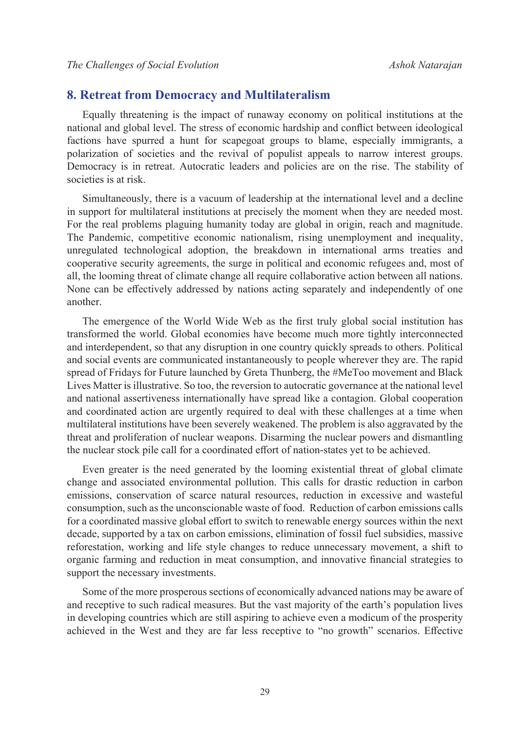## 8. Retreat from Democracy and Multilateralism

Equally threatening is the impact of runaway economy on political institutions at the national and global level. The stress of economic hardship and conflict between ideological factions have spurred a hunt for scapegoat groups to blame, especially immigrants, a polarization of societies and the revival of populist appeals to narrow interest groups. Democracy is in retreat. Autocratic leaders and policies are on the rise. The stability of societies is at risk.

Simultaneously, there is a vacuum of leadership at the international level and a decline in support for multilateral institutions at precisely the moment when they are needed most. For the real problems plaguing humanity today are global in origin, reach and magnitude. The Pandemic, competitive economic nationalism, rising unemployment and inequality, unregulated technological adoption, the breakdown in international arms treaties and cooperative security agreements, the surge in political and economic refugees and, most of all, the looming threat of climate change all require collaborative action between all nations. None can be effectively addressed by nations acting separately and independently of one another.

The emergence of the World Wide Web as the first truly global social institution has transformed the world. Global economies have become much more tightly interconnected and interdependent, so that any disruption in one country quickly spreads to others. Political and social events are communicated instantaneously to people wherever they are. The rapid spread of Fridays for Future launched by Greta Thunberg, the #MeToo movement and Black Lives Matter is illustrative. So too, the reversion to autocratic governance at the national level and national assertiveness internationally have spread like a contagion. Global cooperation and coordinated action are urgently required to deal with these challenges at a time when multilateral institutions have been severely weakened. The problem is also aggravated by the threat and proliferation of nuclear weapons. Disarming the nuclear powers and dismantling the nuclear stock pile call for a coordinated effort of nation-states yet to be achieved.

Even greater is the need generated by the looming existential threat of global climate change and associated environmental pollution. This calls for drastic reduction in carbon emissions, conservation of scarce natural resources, reduction in excessive and wasteful consumption, such as the unconscionable waste of food. Reduction of carbon emissions calls for a coordinated massive global effort to switch to renewable energy sources within the next decade, supported by a tax on carbon emissions, elimination of fossil fuel subsidies, massive reforestation, working and life style changes to reduce unnecessary movement, a shift to organic farming and reduction in meat consumption, and innovative financial strategies to support the necessary investments.

Some of the more prosperous sections of economically advanced nations may be aware of and receptive to such radical measures. But the vast majority of the earth's population lives in developing countries which are still aspiring to achieve even a modicum of the prosperity achieved in the West and they are far less receptive to "no growth" scenarios. Effective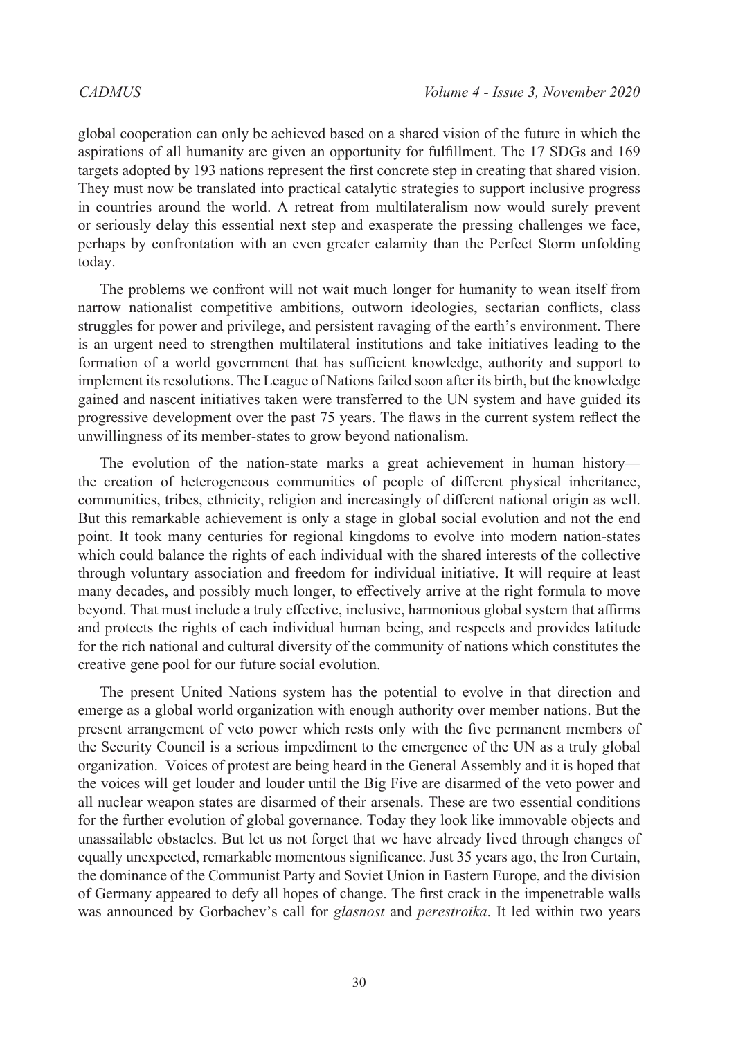global cooperation can only be achieved based on a shared vision of the future in which the aspirations of all humanity are given an opportunity for fulfillment. The 17 SDGs and 169 targets adopted by 193 nations represent the first concrete step in creating that shared vision. They must now be translated into practical catalytic strategies to support inclusive progress in countries around the world. A retreat from multilateralism now would surely prevent or seriously delay this essential next step and exasperate the pressing challenges we face, perhaps by confrontation with an even greater calamity than the Perfect Storm unfolding today.

The problems we confront will not wait much longer for humanity to wean itself from narrow nationalist competitive ambitions, outworn ideologies, sectarian conflicts, class struggles for power and privilege, and persistent ravaging of the earth's environment. There is an urgent need to strengthen multilateral institutions and take initiatives leading to the formation of a world government that has sufficient knowledge, authority and support to implement its resolutions. The League of Nations failed soon after its birth, but the knowledge gained and nascent initiatives taken were transferred to the UN system and have guided its progressive development over the past 75 years. The flaws in the current system reflect the unwillingness of its member-states to grow beyond nationalism.

The evolution of the nation-state marks a great achievement in human history—the creation of heterogeneous communities of people of different physical inheritance, communities, tribes, ethnicity, religion and increasingly of different national origin as well. But this remarkable achievement is only a stage in global social evolution and not the end point. It took many centuries for regional kingdoms to evolve into modern nation-states which could balance the rights of each individual with the shared interests of the collective through voluntary association and freedom for individual initiative. It will require at least many decades, and possibly much longer, to effectively arrive at the right formula to move beyond. That must include a truly effective, inclusive, harmonious global system that affirms and protects the rights of each individual human being, and respects and provides latitude for the rich national and cultural diversity of the community of nations which constitutes the creative gene pool for our future social evolution.

The present United Nations system has the potential to evolve in that direction and emerge as a global world organization with enough authority over member nations. But the present arrangement of veto power which rests only with the five permanent members of the Security Council is a serious impediment to the emergence of the UN as a truly global organization. Voices of protest are being heard in the General Assembly and it is hoped that the voices will get louder and louder until the Big Five are disarmed of the veto power and all nuclear weapon states are disarmed of their arsenals. These are two essential conditions for the further evolution of global governance. Today they look like immovable objects and unassailable obstacles. But let us not forget that we have already lived through changes of equally unexpected, remarkable momentous significance. Just 35 years ago, the Iron Curtain, the dominance of the Communist Party and Soviet Union in Eastern Europe, and the division of Germany appeared to defy all hopes of change. The first crack in the impenetrable walls was announced by Gorbachev's call for *glasnost* and *perestroika*. It led within two years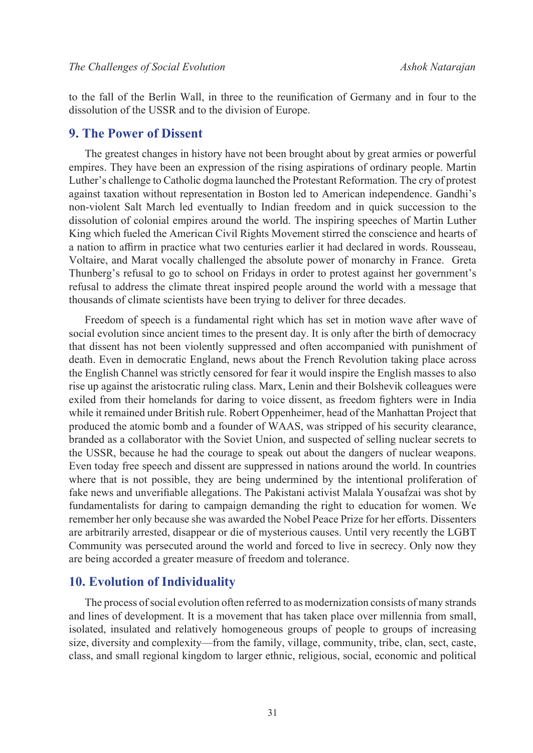to the fall of the Berlin Wall, in three to the reunification of Germany and in four to the dissolution of the USSR and to the division of Europe.

## 9. The Power of Dissent

The greatest changes in history have not been brought about by great armies or powerful empires. They have been an expression of the rising aspirations of ordinary people. Martin Luther's challenge to Catholic dogma launched the Protestant Reformation. The cry of protest against taxation without representation in Boston led to American independence. Gandhi's non-violent Salt March led eventually to Indian freedom and in quick succession to the dissolution of colonial empires around the world. The inspiring speeches of Martin Luther King which fueled the American Civil Rights Movement stirred the conscience and hearts of a nation to affirm in practice what two centuries earlier it had declared in words. Rousseau, Voltaire, and Marat vocally challenged the absolute power of monarchy in France. Greta Thunberg's refusal to go to school on Fridays in order to protest against her government's refusal to address the climate threat inspired people around the world with a message that thousands of climate scientists have been trying to deliver for three decades.

Freedom of speech is a fundamental right which has set in motion wave after wave of social evolution since ancient times to the present day. It is only after the birth of democracy that dissent has not been violently suppressed and often accompanied with punishment of death. Even in democratic England, news about the French Revolution taking place across the English Channel was strictly censored for fear it would inspire the English masses to also rise up against the aristocratic ruling class. Marx, Lenin and their Bolshevik colleagues were exiled from their homelands for daring to voice dissent, as freedom fighters were in India while it remained under British rule. Robert Oppenheimer, head of the Manhattan Project that produced the atomic bomb and a founder of WAAS, was stripped of his security clearance, branded as a collaborator with the Soviet Union, and suspected of selling nuclear secrets to the USSR, because he had the courage to speak out about the dangers of nuclear weapons. Even today free speech and dissent are suppressed in nations around the world. In countries where that is not possible, they are being undermined by the intentional proliferation of fake news and unverifiable allegations. The Pakistani activist Malala Yousafzai was shot by fundamentalists for daring to campaign demanding the right to education for women. We remember her only because she was awarded the Nobel Peace Prize for her efforts. Dissenters are arbitrarily arrested, disappear or die of mysterious causes. Until very recently the LGBT Community was persecuted around the world and forced to live in secrecy. Only now they are being accorded a greater measure of freedom and tolerance.

## 10. Evolution of Individuality

The process of social evolution often referred to as modernization consists of many strands and lines of development. It is a movement that has taken place over millennia from small, isolated, insulated and relatively homogeneous groups of people to groups of increasing size, diversity and complexity—from the family, village, community, tribe, clan, sect, caste, class, and small regional kingdom to larger ethnic, religious, social, economic and political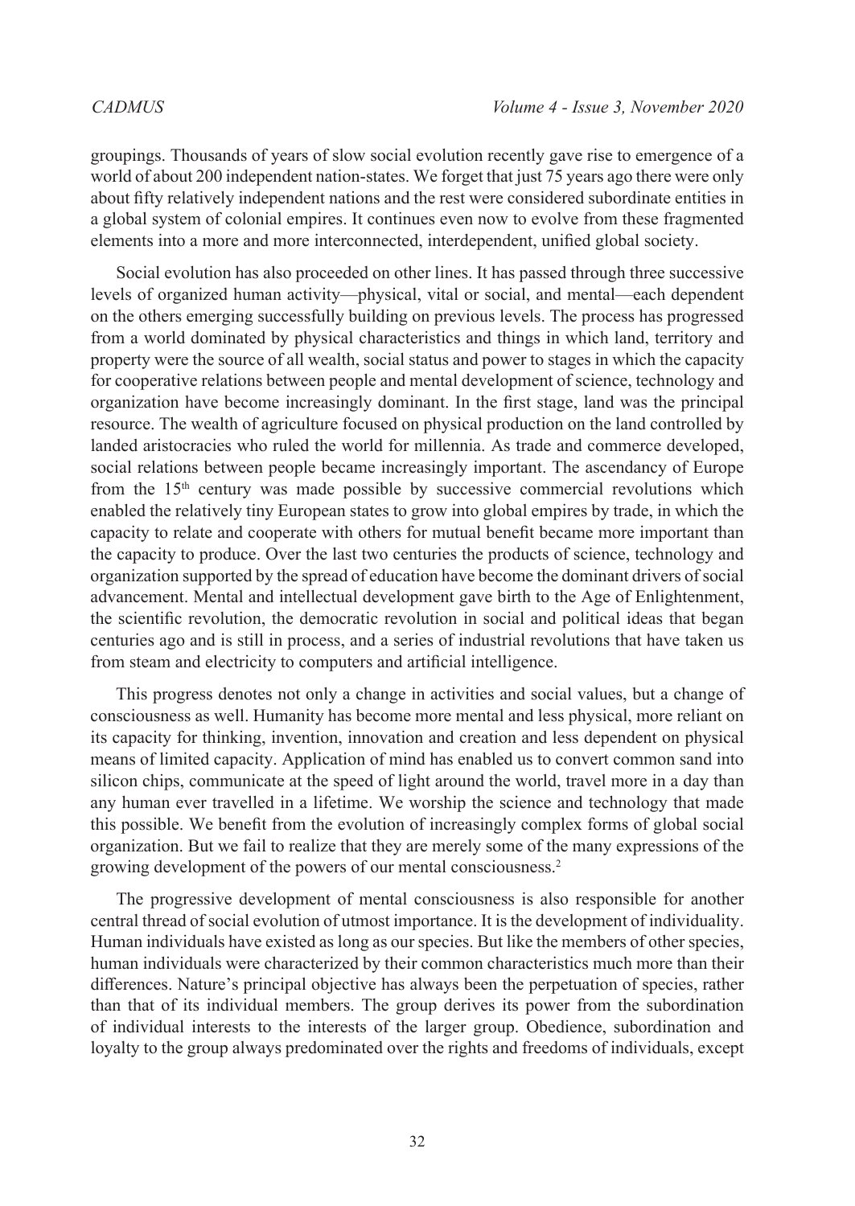groupings. Thousands of years of slow social evolution recently gave rise to emergence of a world of about 200 independent nation-states. We forget that just 75 years ago there were only about fifty relatively independent nations and the rest were considered subordinate entities in a global system of colonial empires. It continues even now to evolve from these fragmented elements into a more and more interconnected, interdependent, unified global society.

Social evolution has also proceeded on other lines. It has passed through three successive levels of organized human activity—physical, vital or social, and mental—each dependent on the others emerging successfully building on previous levels. The process has progressed from a world dominated by physical characteristics and things in which land, territory and property were the source of all wealth, social status and power to stages in which the capacity for cooperative relations between people and mental development of science, technology and organization have become increasingly dominant. In the first stage, land was the principal resource. The wealth of agriculture focused on physical production on the land controlled by landed aristocracies who ruled the world for millennia. As trade and commerce developed, social relations between people became increasingly important. The ascendancy of Europe from the 15th century was made possible by successive commercial revolutions which enabled the relatively tiny European states to grow into global empires by trade, in which the capacity to relate and cooperate with others for mutual benefit became more important than the capacity to produce. Over the last two centuries the products of science, technology and organization supported by the spread of education have become the dominant drivers of social advancement. Mental and intellectual development gave birth to the Age of Enlightenment, the scientific revolution, the democratic revolution in social and political ideas that began centuries ago and is still in process, and a series of industrial revolutions that have taken us from steam and electricity to computers and artificial intelligence.

This progress denotes not only a change in activities and social values, but a change of consciousness as well. Humanity has become more mental and less physical, more reliant on its capacity for thinking, invention, innovation and creation and less dependent on physical means of limited capacity. Application of mind has enabled us to convert common sand into silicon chips, communicate at the speed of light around the world, travel more in a day than any human ever travelled in a lifetime. We worship the science and technology that made this possible. We benefit from the evolution of increasingly complex forms of global social organization. But we fail to realize that they are merely some of the many expressions of the growing development of the powers of our mental consciousness.[2]

The progressive development of mental consciousness is also responsible for another central thread of social evolution of utmost importance. It is the development of individuality. Human individuals have existed as long as our species. But like the members of other species, human individuals were characterized by their common characteristics much more than their differences. Nature's principal objective has always been the perpetuation of species, rather than that of its individual members. The group derives its power from the subordination of individual interests to the interests of the larger group. Obedience, subordination and loyalty to the group always predominated over the rights and freedoms of individuals, except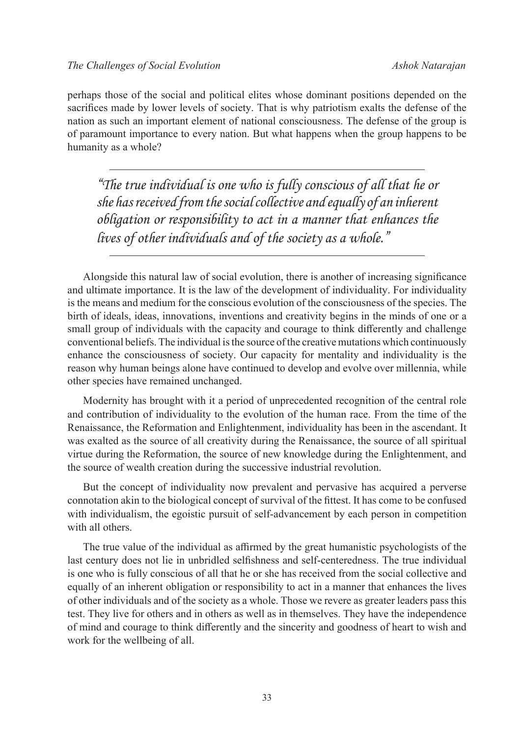perhaps those of the social and political elites whose dominant positions depended on the sacrifices made by lower levels of society. That is why patriotism exalts the defense of the nation as such an important element of national consciousness. The defense of the group is of paramount importance to every nation. But what happens when the group happens to be humanity as a whole?

---

> *"The true individual is one who is fully conscious of all that he or she has received from the social collective and equally of an inherent obligation or responsibility to act in a manner that enhances the lives of other individuals and of the society as a whole."*

---

Alongside this natural law of social evolution, there is another of increasing significance and ultimate importance. It is the law of the development of individuality. For individuality is the means and medium for the conscious evolution of the consciousness of the species. The birth of ideals, ideas, innovations, inventions and creativity begins in the minds of one or a small group of individuals with the capacity and courage to think differently and challenge conventional beliefs. The individual is the source of the creative mutations which continuously enhance the consciousness of society. Our capacity for mentality and individuality is the reason why human beings alone have continued to develop and evolve over millennia, while other species have remained unchanged.

Modernity has brought with it a period of unprecedented recognition of the central role and contribution of individuality to the evolution of the human race. From the time of the Renaissance, the Reformation and Enlightenment, individuality has been in the ascendant. It was exalted as the source of all creativity during the Renaissance, the source of all spiritual virtue during the Reformation, the source of new knowledge during the Enlightenment, and the source of wealth creation during the successive industrial revolution.

But the concept of individuality now prevalent and pervasive has acquired a perverse connotation akin to the biological concept of survival of the fittest. It has come to be confused with individualism, the egoistic pursuit of self-advancement by each person in competition with all others.

The true value of the individual as affirmed by the great humanistic psychologists of the last century does not lie in unbridled selfishness and self-centeredness. The true individual is one who is fully conscious of all that he or she has received from the social collective and equally of an inherent obligation or responsibility to act in a manner that enhances the lives of other individuals and of the society as a whole. Those we revere as greater leaders pass this test. They live for others and in others as well as in themselves. They have the independence of mind and courage to think differently and the sincerity and goodness of heart to wish and work for the wellbeing of all.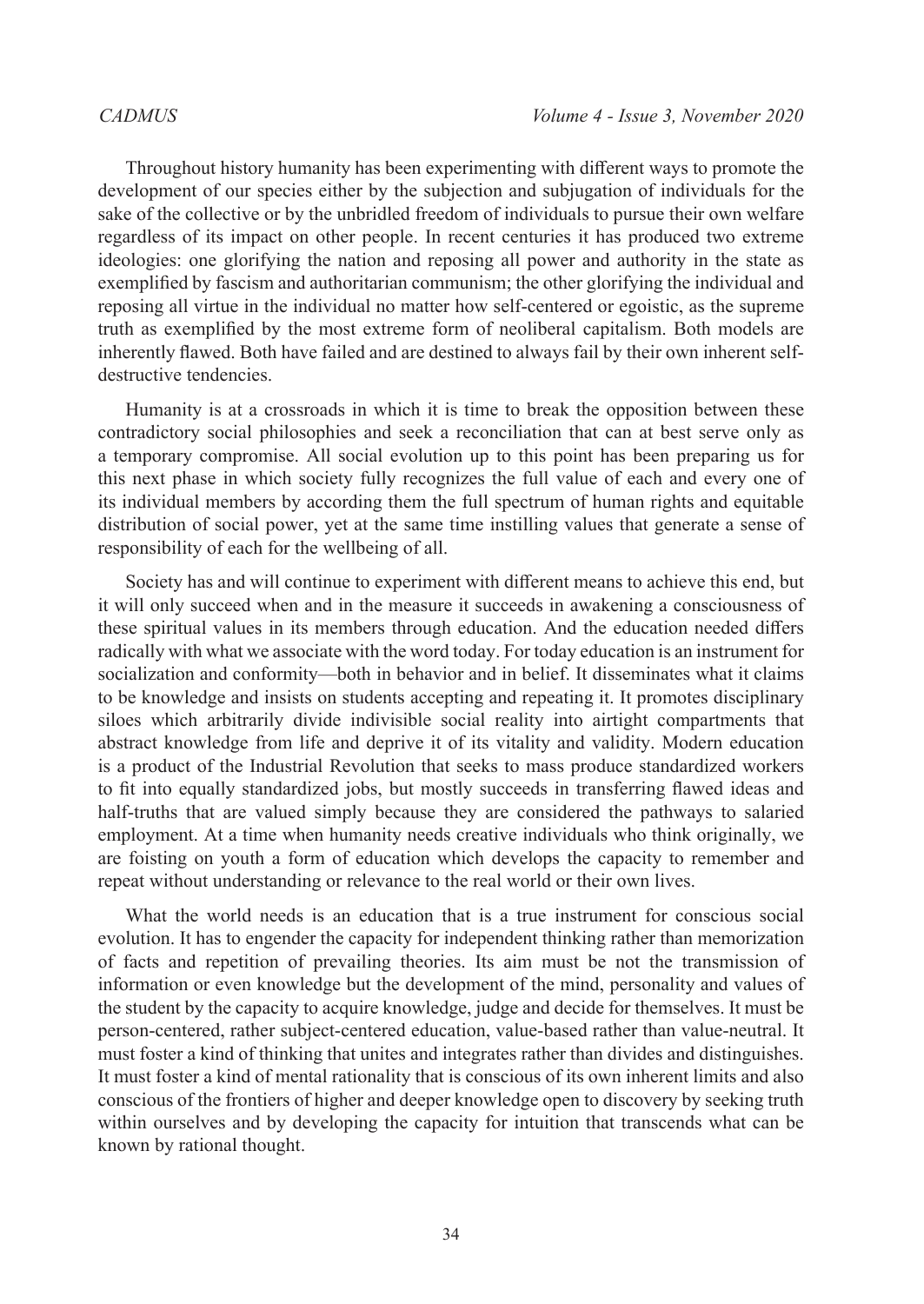Throughout history humanity has been experimenting with different ways to promote the development of our species either by the subjection and subjugation of individuals for the sake of the collective or by the unbridled freedom of individuals to pursue their own welfare regardless of its impact on other people. In recent centuries it has produced two extreme ideologies: one glorifying the nation and reposing all power and authority in the state as exemplified by fascism and authoritarian communism; the other glorifying the individual and reposing all virtue in the individual no matter how self-centered or egoistic, as the supreme truth as exemplified by the most extreme form of neoliberal capitalism. Both models are inherently flawed. Both have failed and are destined to always fail by their own inherent self-destructive tendencies.

Humanity is at a crossroads in which it is time to break the opposition between these contradictory social philosophies and seek a reconciliation that can at best serve only as a temporary compromise. All social evolution up to this point has been preparing us for this next phase in which society fully recognizes the full value of each and every one of its individual members by according them the full spectrum of human rights and equitable distribution of social power, yet at the same time instilling values that generate a sense of responsibility of each for the wellbeing of all.

Society has and will continue to experiment with different means to achieve this end, but it will only succeed when and in the measure it succeeds in awakening a consciousness of these spiritual values in its members through education. And the education needed differs radically with what we associate with the word today. For today education is an instrument for socialization and conformity—both in behavior and in belief. It disseminates what it claims to be knowledge and insists on students accepting and repeating it. It promotes disciplinary siloes which arbitrarily divide indivisible social reality into airtight compartments that abstract knowledge from life and deprive it of its vitality and validity. Modern education is a product of the Industrial Revolution that seeks to mass produce standardized workers to fit into equally standardized jobs, but mostly succeeds in transferring flawed ideas and half-truths that are valued simply because they are considered the pathways to salaried employment. At a time when humanity needs creative individuals who think originally, we are foisting on youth a form of education which develops the capacity to remember and repeat without understanding or relevance to the real world or their own lives.

What the world needs is an education that is a true instrument for conscious social evolution. It has to engender the capacity for independent thinking rather than memorization of facts and repetition of prevailing theories. Its aim must be not the transmission of information or even knowledge but the development of the mind, personality and values of the student by the capacity to acquire knowledge, judge and decide for themselves. It must be person-centered, rather subject-centered education, value-based rather than value-neutral. It must foster a kind of thinking that unites and integrates rather than divides and distinguishes. It must foster a kind of mental rationality that is conscious of its own inherent limits and also conscious of the frontiers of higher and deeper knowledge open to discovery by seeking truth within ourselves and by developing the capacity for intuition that transcends what can be known by rational thought.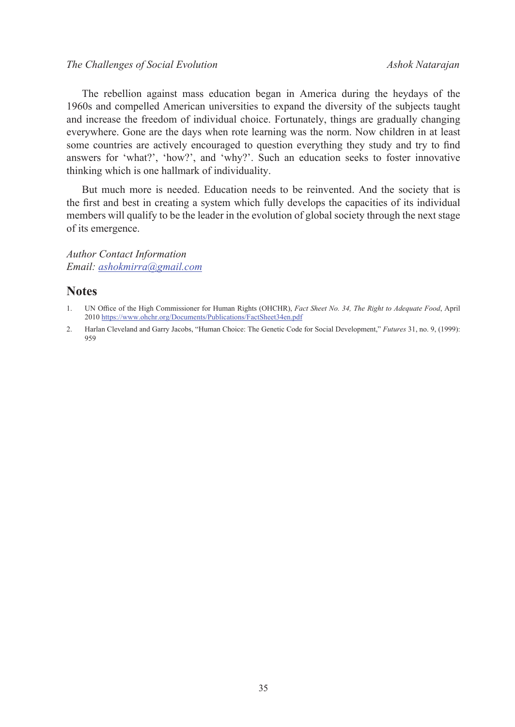The rebellion against mass education began in America during the heydays of the 1960s and compelled American universities to expand the diversity of the subjects taught and increase the freedom of individual choice. Fortunately, things are gradually changing everywhere. Gone are the days when rote learning was the norm. Now children in at least some countries are actively encouraged to question everything they study and try to find answers for 'what?', 'how?', and 'why?'. Such an education seeks to foster innovative thinking which is one hallmark of individuality.

But much more is needed. Education needs to be reinvented. And the society that is the first and best in creating a system which fully develops the capacities of its individual members will qualify to be the leader in the evolution of global society through the next stage of its emergence.

*Author Contact Information*
*Email: ashokmirra@gmail.com*

## Notes

1. UN Office of the High Commissioner for Human Rights (OHCHR), *Fact Sheet No. 34, The Right to Adequate Food*, April 2010 https://www.ohchr.org/Documents/Publications/FactSheet34en.pdf
2. Harlan Cleveland and Garry Jacobs, "Human Choice: The Genetic Code for Social Development," *Futures* 31, no. 9, (1999): 959